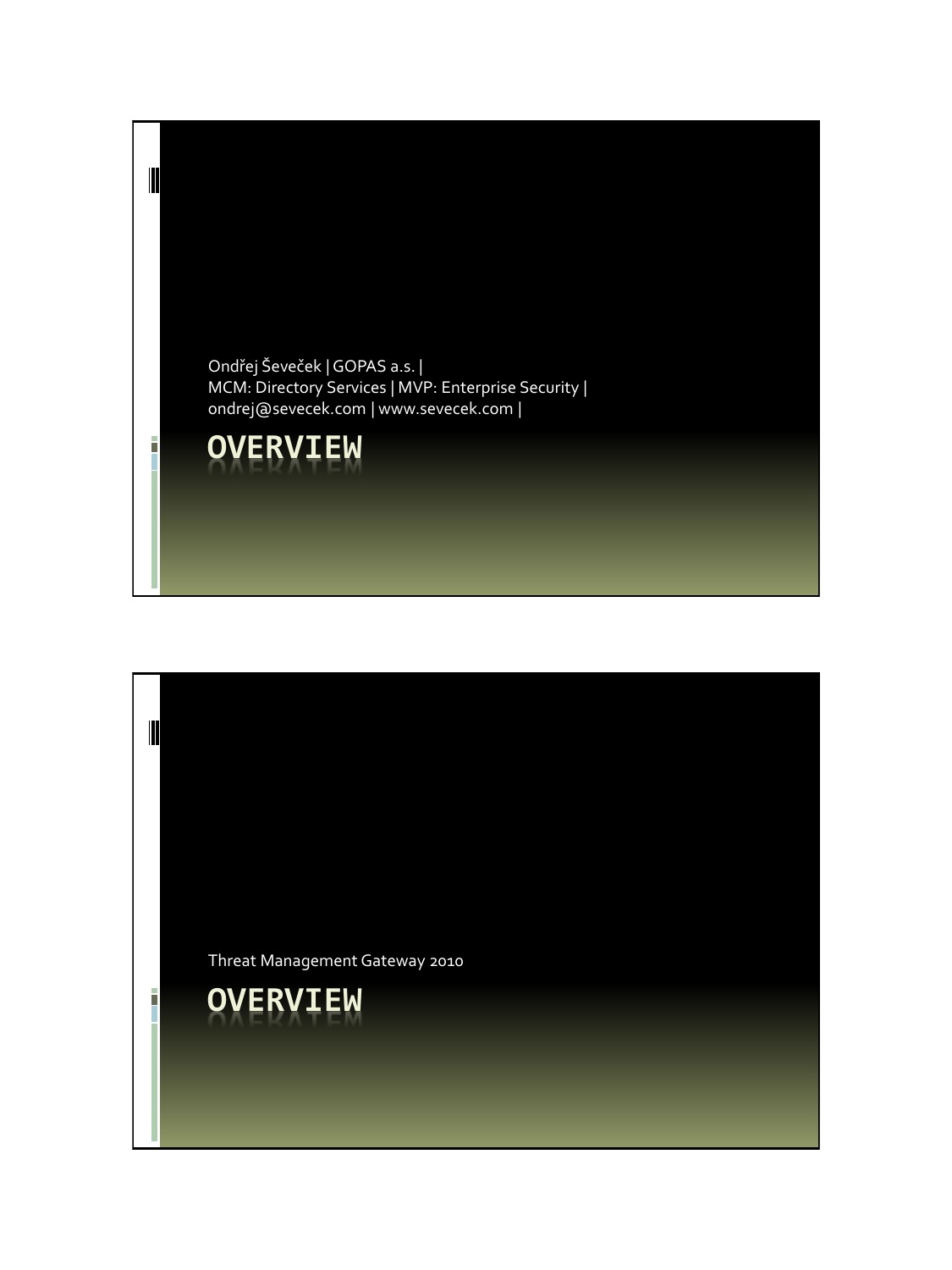Ondřej Ševeček | GOPAS a.s. |
MCM: Directory Services | MVP: Enterprise Security |
ondrej@sevecek.com | www.sevecek.com |

# OVERVIEW

Threat Management Gateway 2010

# OVERVIEW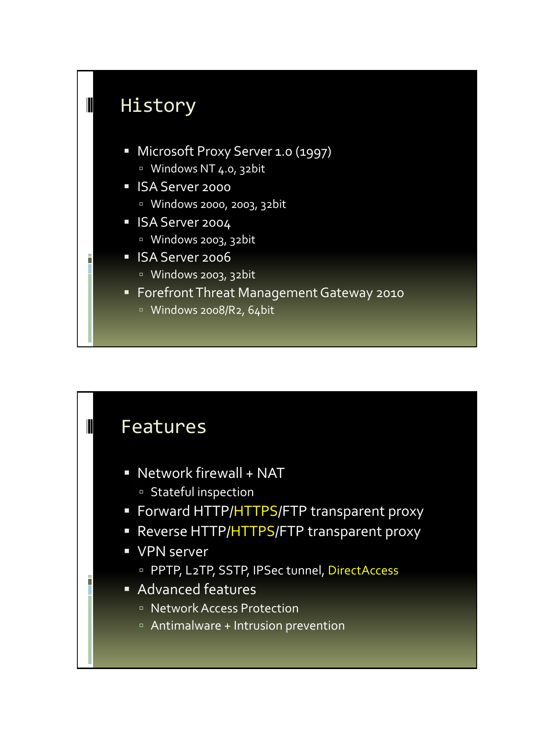## History

- Microsoft Proxy Server 1.0 (1997)
  - Windows NT 4.0, 32bit
- ISA Server 2000
  - Windows 2000, 2003, 32bit
- ISA Server 2004
  - Windows 2003, 32bit
- ISA Server 2006
  - Windows 2003, 32bit
- Forefront Threat Management Gateway 2010
  - Windows 2008/R2, 64bit

## Features

- Network firewall + NAT
  - Stateful inspection
- Forward HTTP/HTTPS/FTP transparent proxy
- Reverse HTTP/HTTPS/FTP transparent proxy
- VPN server
  - PPTP, L2TP, SSTP, IPSec tunnel, DirectAccess
- Advanced features
  - Network Access Protection
  - Antimalware + Intrusion prevention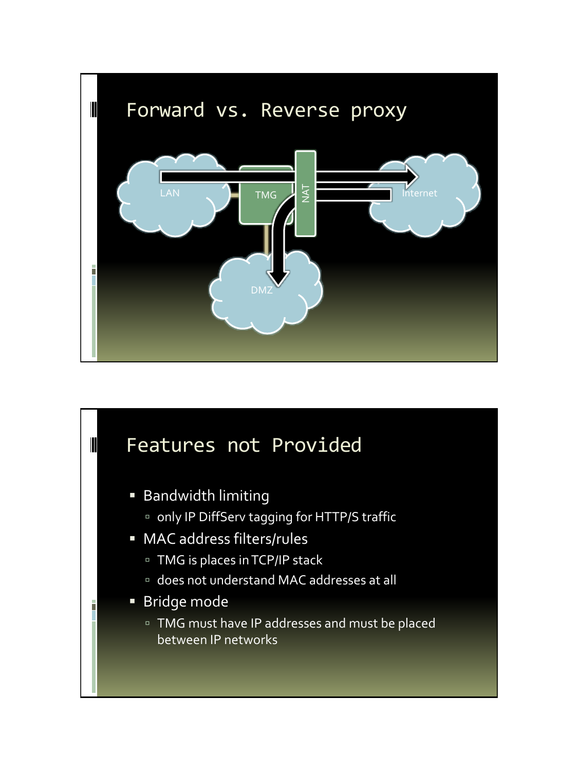## Forward vs. Reverse proxy

LAN

TMG

NAT

Internet

DMZ

## Features not Provided

- Bandwidth limiting
  - only IP DiffServ tagging for HTTP/S traffic
- MAC address filters/rules
  - TMG is places in TCP/IP stack
  - does not understand MAC addresses at all
- Bridge mode
  - TMG must have IP addresses and must be placed between IP networks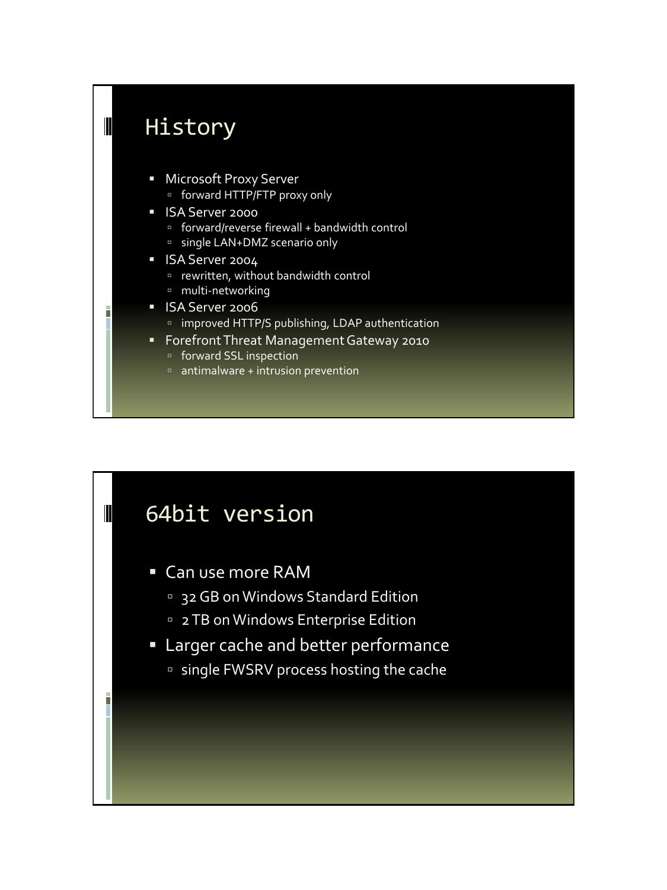## History

- Microsoft Proxy Server
  - forward HTTP/FTP proxy only
- ISA Server 2000
  - forward/reverse firewall + bandwidth control
  - single LAN+DMZ scenario only
- ISA Server 2004
  - rewritten, without bandwidth control
  - multi-networking
- ISA Server 2006
  - improved HTTP/S publishing, LDAP authentication
- Forefront Threat Management Gateway 2010
  - forward SSL inspection
  - antimalware + intrusion prevention

## 64bit version

- Can use more RAM
  - 32 GB on Windows Standard Edition
  - 2 TB on Windows Enterprise Edition
- Larger cache and better performance
  - single FWSRV process hosting the cache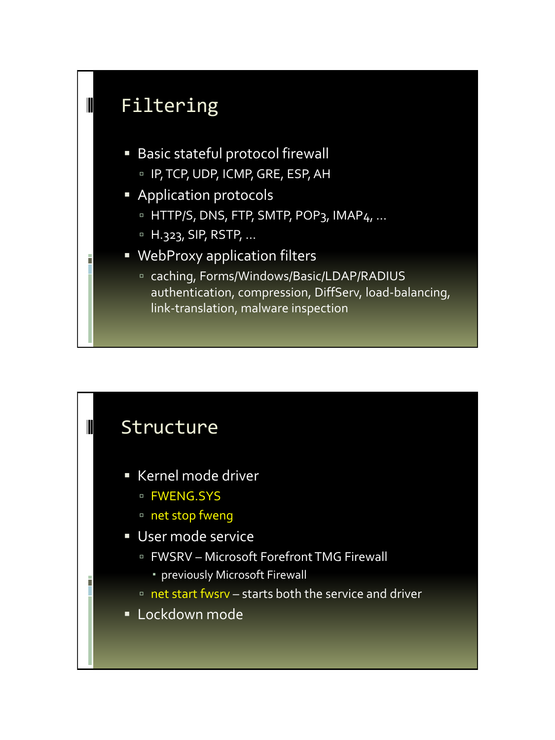## Filtering

- Basic stateful protocol firewall
  - IP, TCP, UDP, ICMP, GRE, ESP, AH
- Application protocols
  - HTTP/S, DNS, FTP, SMTP, POP3, IMAP4, …
  - H.323, SIP, RSTP, …
- WebProxy application filters
  - caching, Forms/Windows/Basic/LDAP/RADIUS authentication, compression, DiffServ, load-balancing, link-translation, malware inspection

## Structure

- Kernel mode driver
  - FWENG.SYS
  - net stop fweng
- User mode service
  - FWSRV – Microsoft Forefront TMG Firewall
    - previously Microsoft Firewall
  - net start fwsrv – starts both the service and driver
- Lockdown mode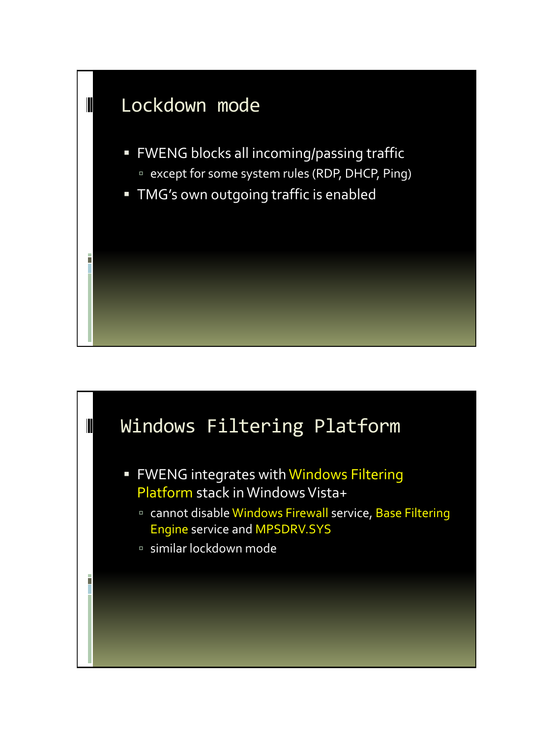## Lockdown mode

- FWENG blocks all incoming/passing traffic
  - except for some system rules (RDP, DHCP, Ping)
- TMG's own outgoing traffic is enabled

## Windows Filtering Platform

- FWENG integrates with Windows Filtering Platform stack in Windows Vista+
  - cannot disable Windows Firewall service, Base Filtering Engine service and MPSDRV.SYS
  - similar lockdown mode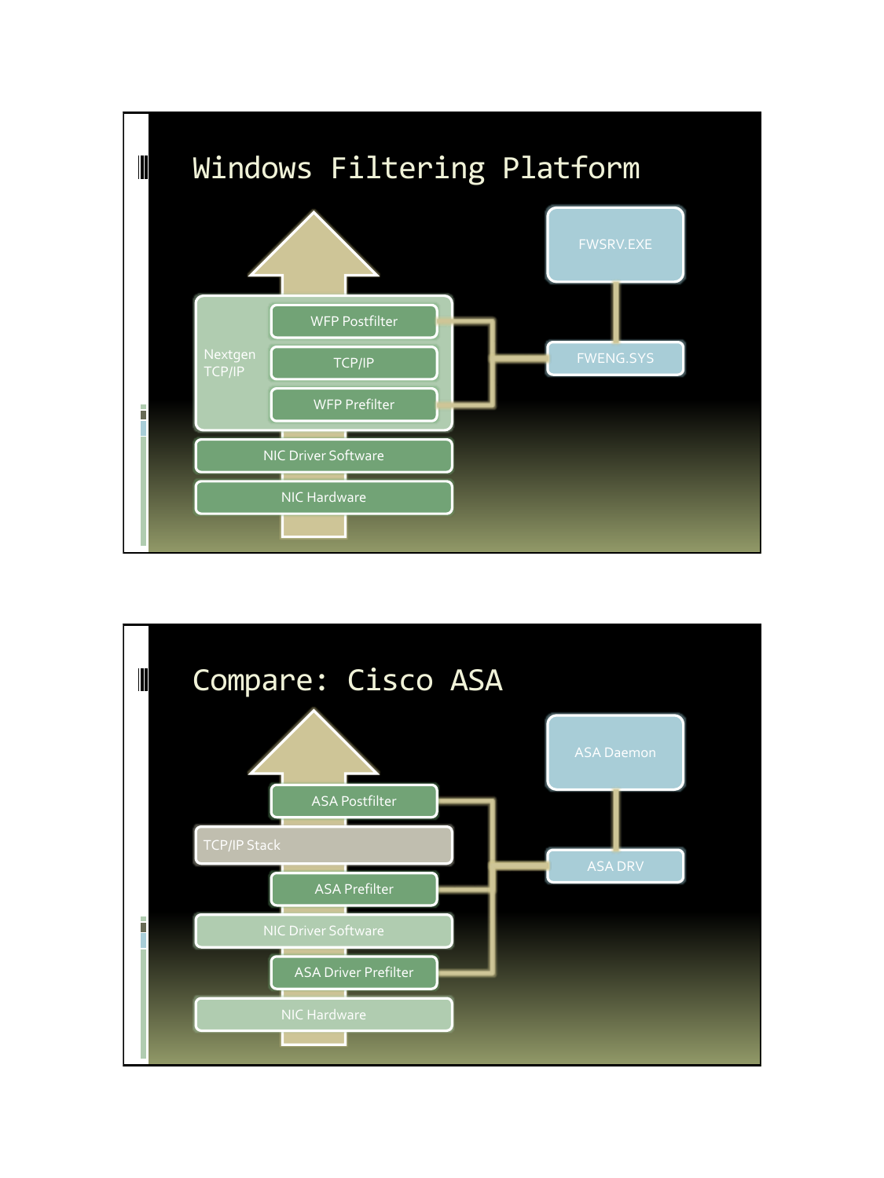# Windows Filtering Platform

- FWSRV.EXE
- FWENG.SYS
- Nextgen TCP/IP
  - WFP Postfilter
  - TCP/IP
  - WFP Prefilter
- NIC Driver Software
- NIC Hardware

# Compare: Cisco ASA

- ASA Daemon
- ASA DRV
- ASA Postfilter
- TCP/IP Stack
- ASA Prefilter
- NIC Driver Software
- ASA Driver Prefilter
- NIC Hardware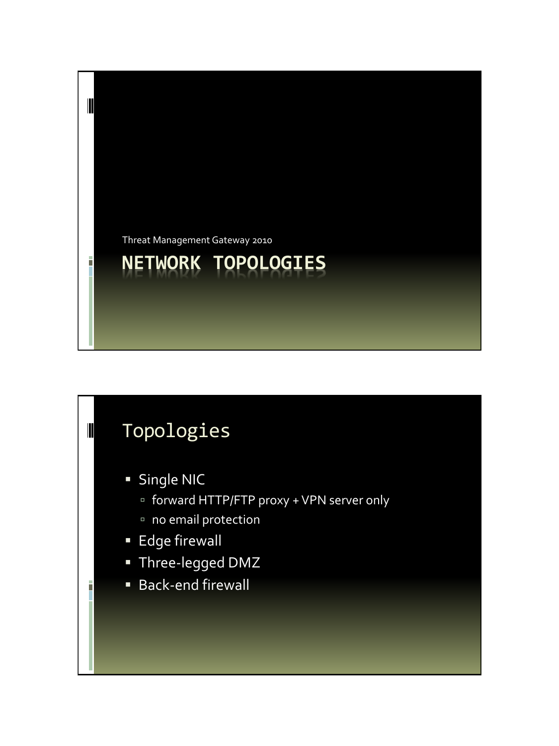Threat Management Gateway 2010

# NETWORK TOPOLOGIES

## Topologies

- Single NIC
  - forward HTTP/FTP proxy + VPN server only
  - no email protection
- Edge firewall
- Three-legged DMZ
- Back-end firewall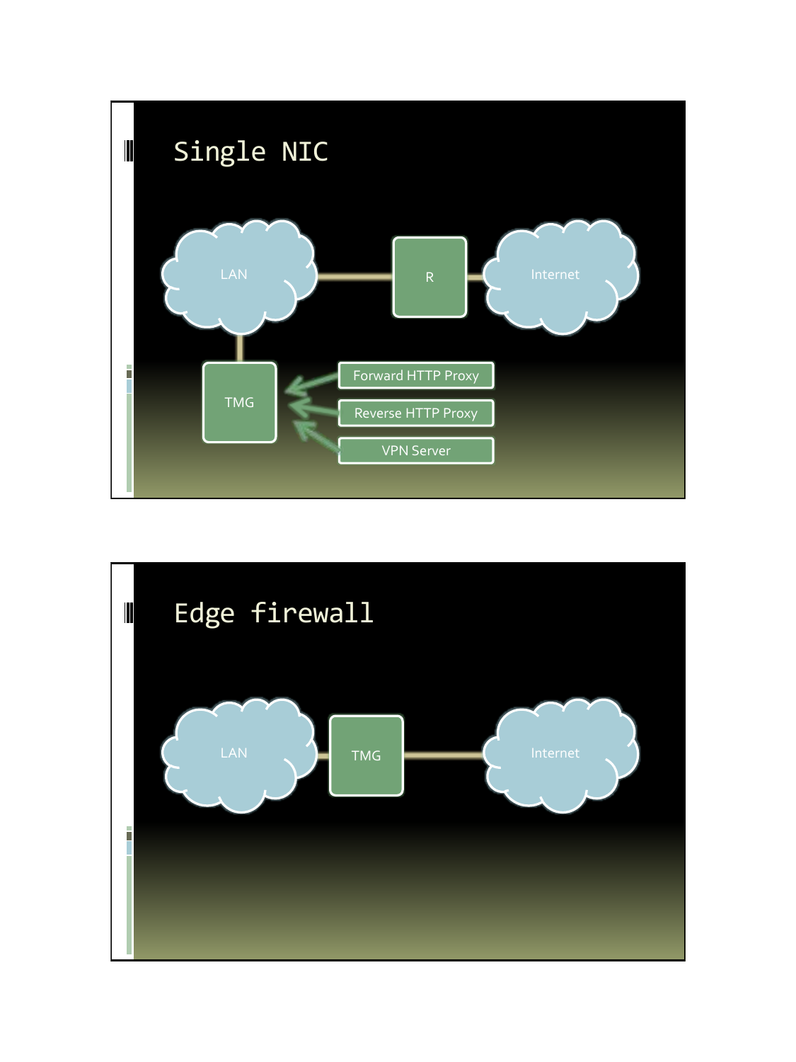# Single NIC

LAN

R

Internet

TMG

Forward HTTP Proxy

Reverse HTTP Proxy

VPN Server

# Edge firewall

LAN

TMG

Internet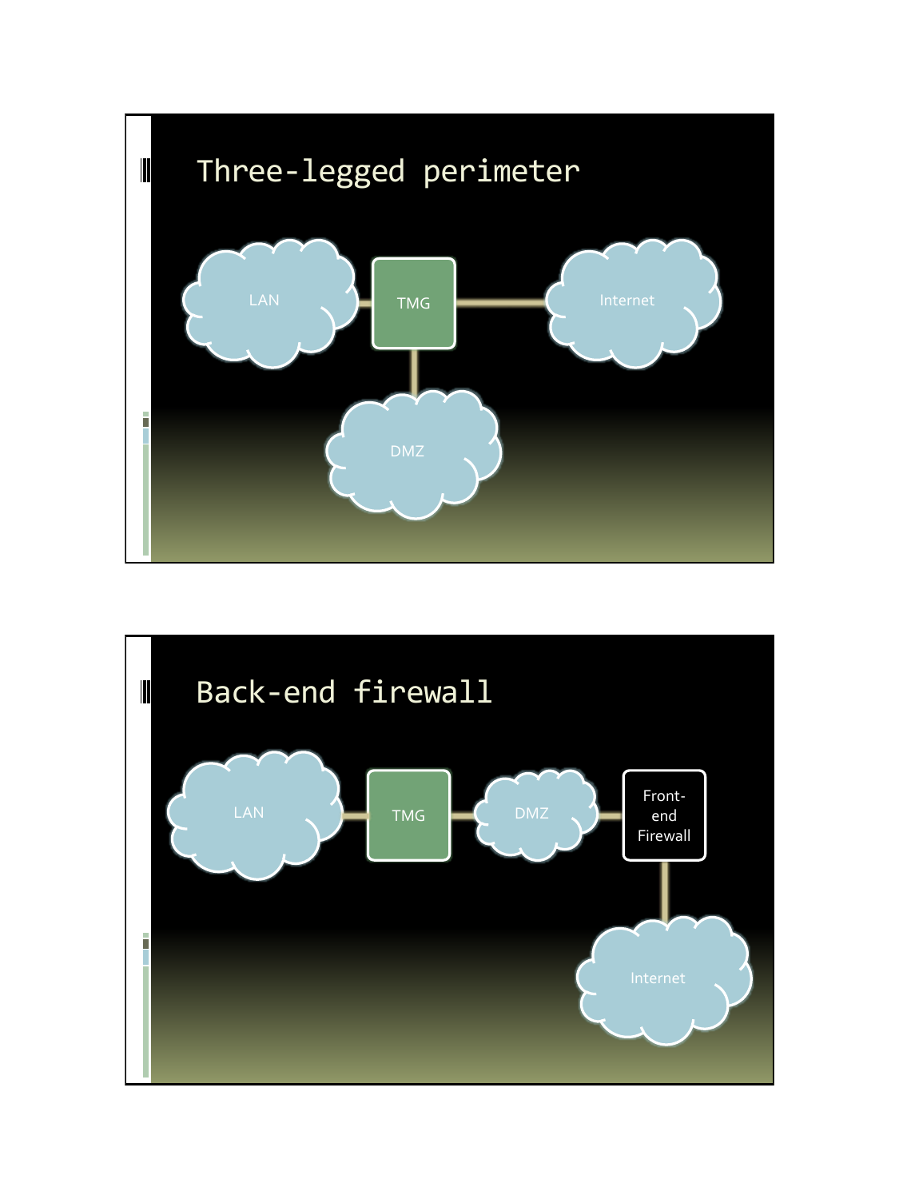# Three-legged perimeter

LAN

TMG

Internet

DMZ

# Back-end firewall

LAN

TMG

DMZ

Front-end Firewall

Internet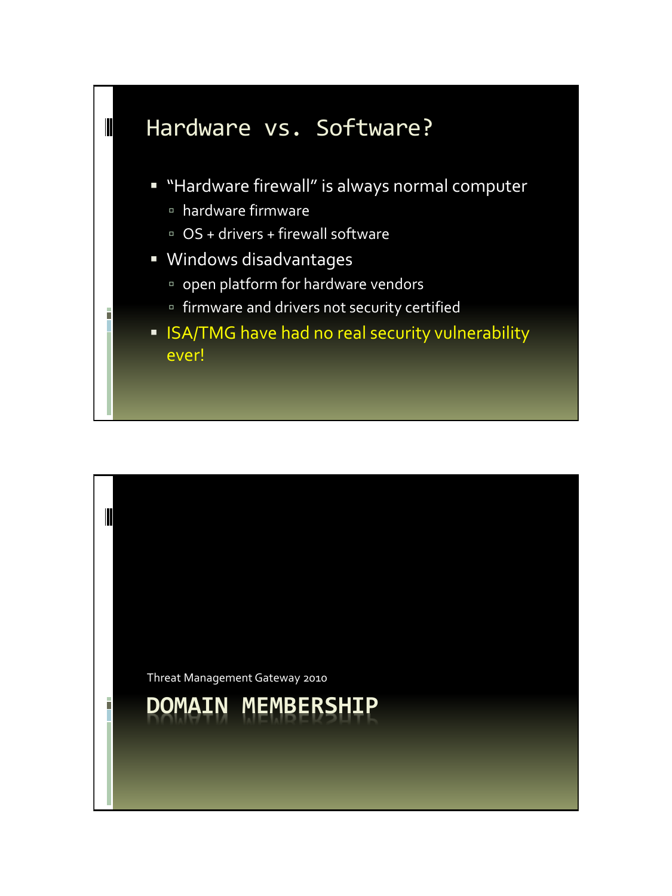## Hardware vs. Software?

- "Hardware firewall" is always normal computer
  - hardware firmware
  - OS + drivers + firewall software
- Windows disadvantages
  - open platform for hardware vendors
  - firmware and drivers not security certified
- ISA/TMG have had no real security vulnerability ever!

Threat Management Gateway 2010

## DOMAIN MEMBERSHIP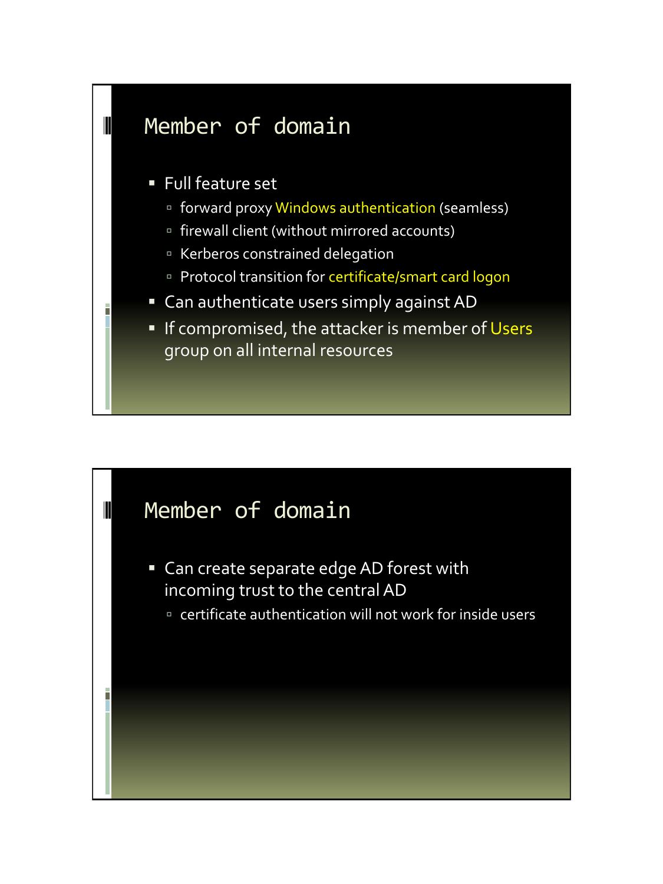## Member of domain

- Full feature set
  - forward proxy Windows authentication (seamless)
  - firewall client (without mirrored accounts)
  - Kerberos constrained delegation
  - Protocol transition for certificate/smart card logon
- Can authenticate users simply against AD
- If compromised, the attacker is member of Users group on all internal resources

## Member of domain

- Can create separate edge AD forest with incoming trust to the central AD
  - certificate authentication will not work for inside users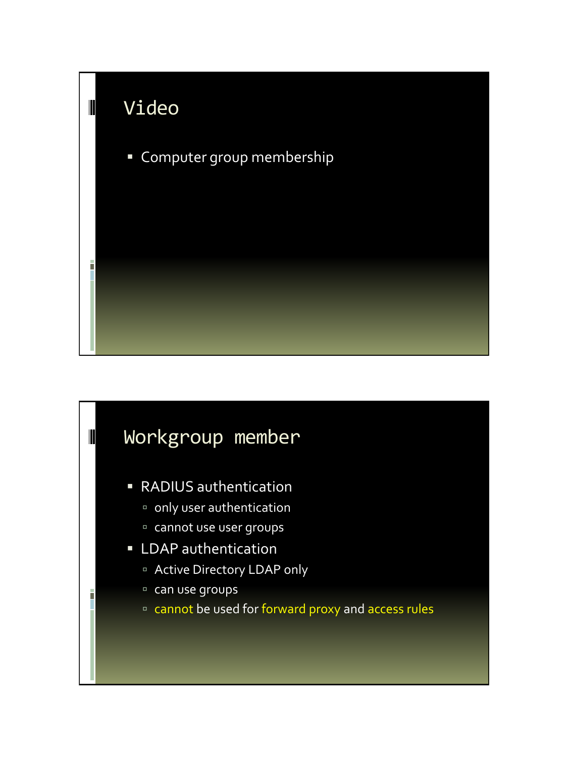## Video

- Computer group membership

## Workgroup member

- RADIUS authentication
  - only user authentication
  - cannot use user groups
- LDAP authentication
  - Active Directory LDAP only
  - can use groups
  - cannot be used for forward proxy and access rules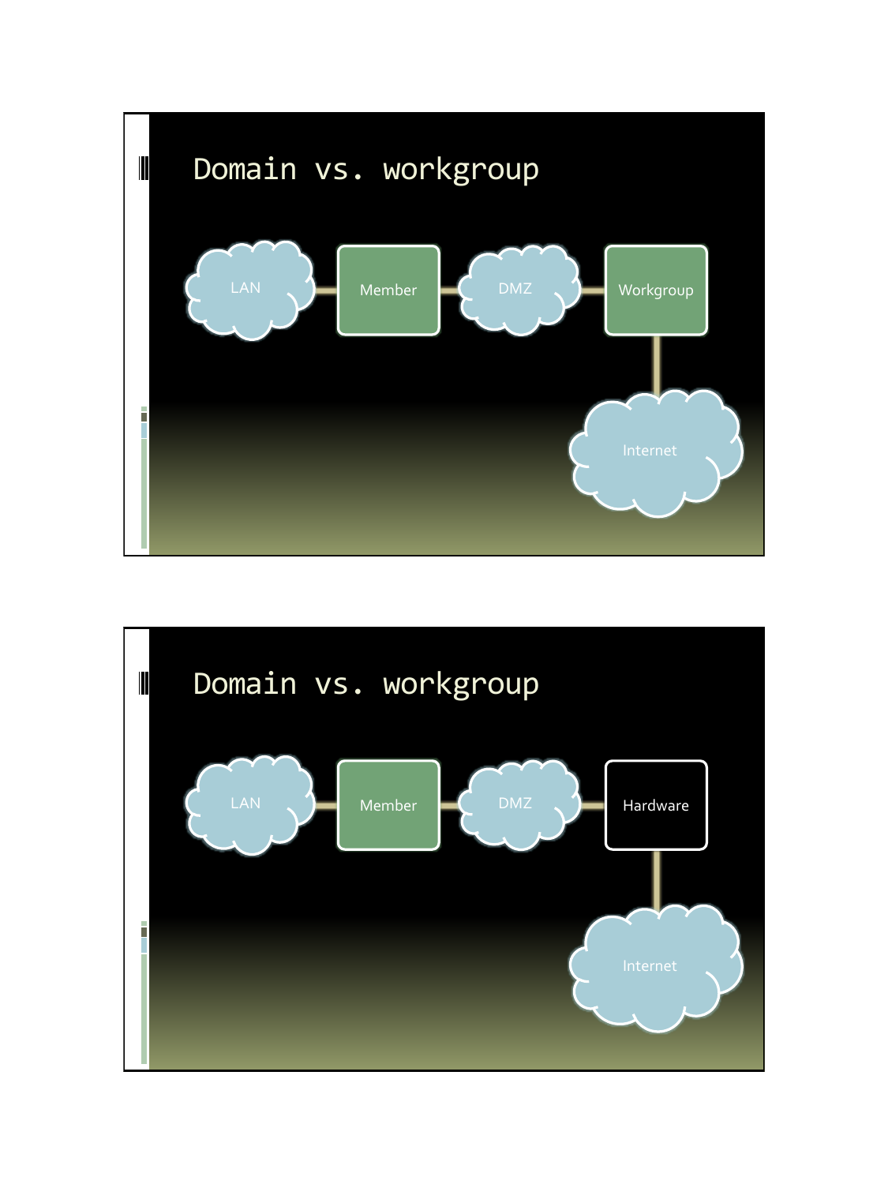## Domain vs. workgroup

LAN — Member — DMZ — Workgroup — Internet

## Domain vs. workgroup

LAN — Member — DMZ — Hardware — Internet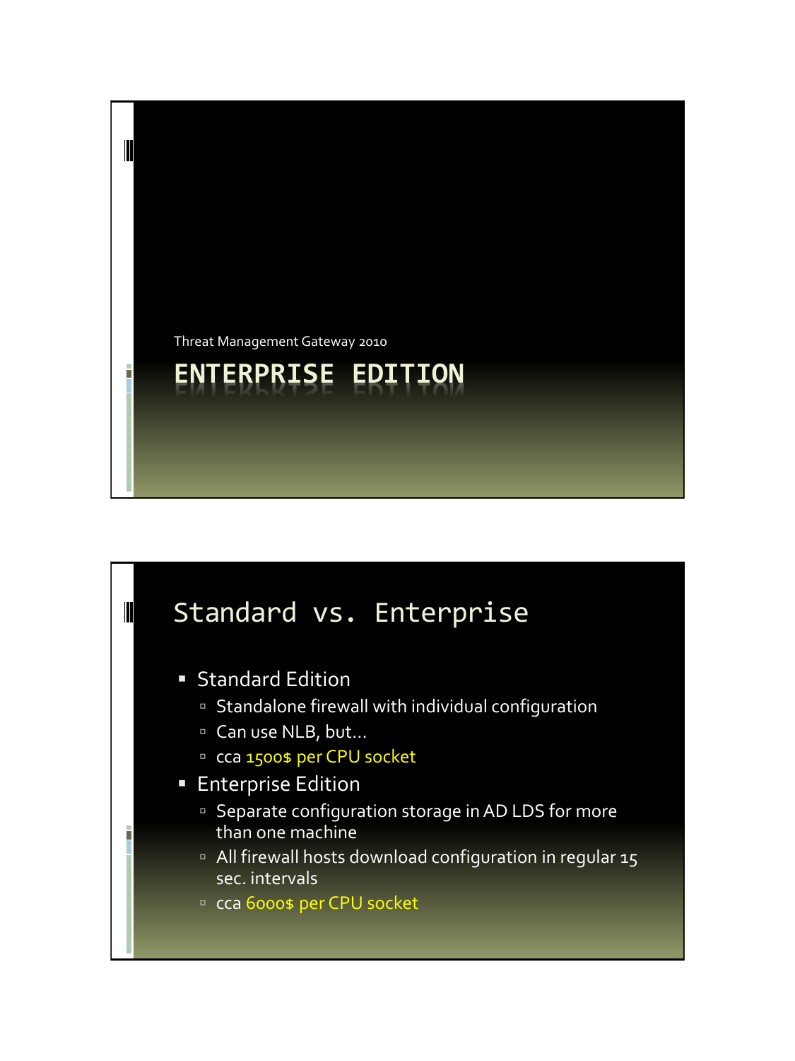Threat Management Gateway 2010

# ENTERPRISE EDITION

# Standard vs. Enterprise

- Standard Edition
  - Standalone firewall with individual configuration
  - Can use NLB, but…
  - cca 1500$ per CPU socket
- Enterprise Edition
  - Separate configuration storage in AD LDS for more than one machine
  - All firewall hosts download configuration in regular 15 sec. intervals
  - cca 6000$ per CPU socket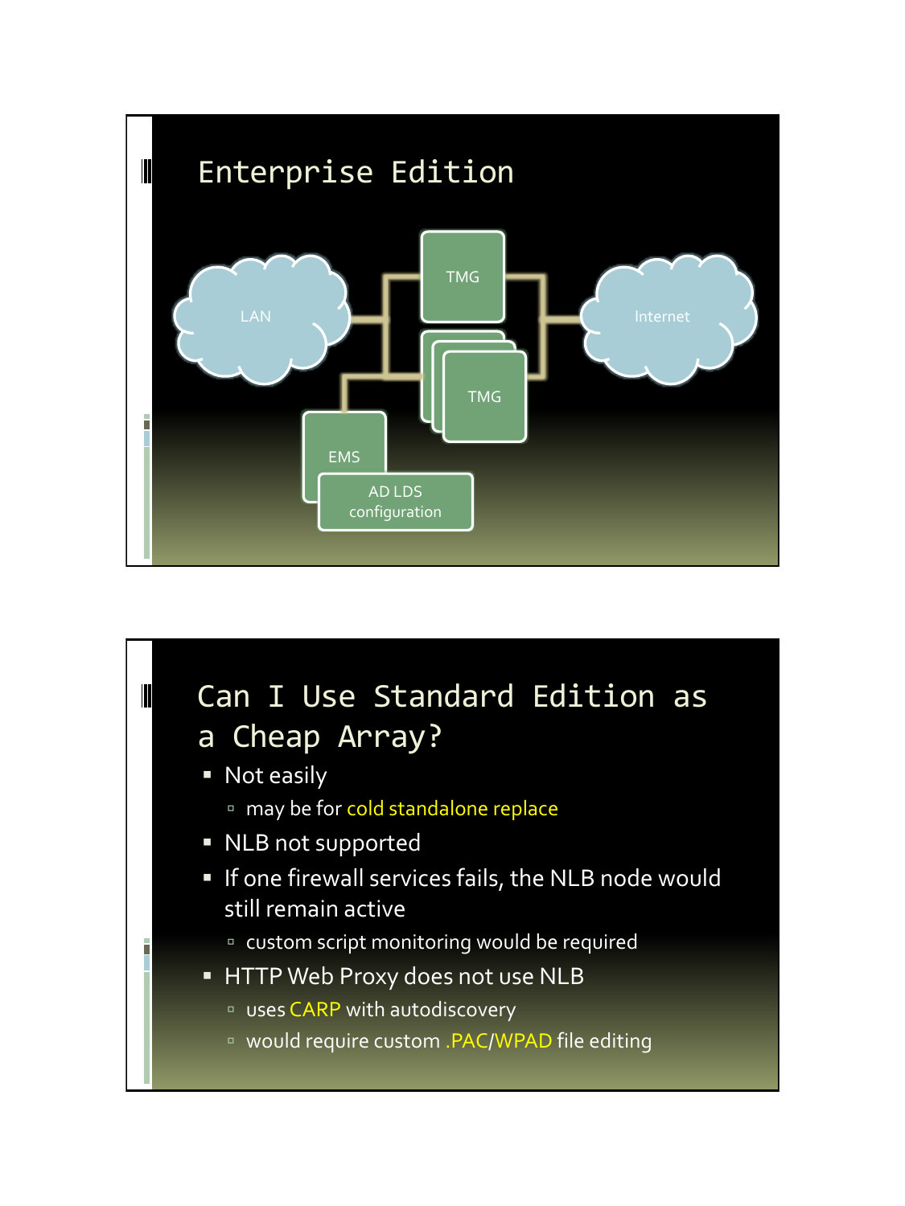# Enterprise Edition

LAN

TMG

TMG

Internet

EMS

AD LDS configuration

# Can I Use Standard Edition as a Cheap Array?

- Not easily
  - may be for cold standalone replace
- NLB not supported
- If one firewall services fails, the NLB node would still remain active
  - custom script monitoring would be required
- HTTP Web Proxy does not use NLB
  - uses CARP with autodiscovery
  - would require custom .PAC/WPAD file editing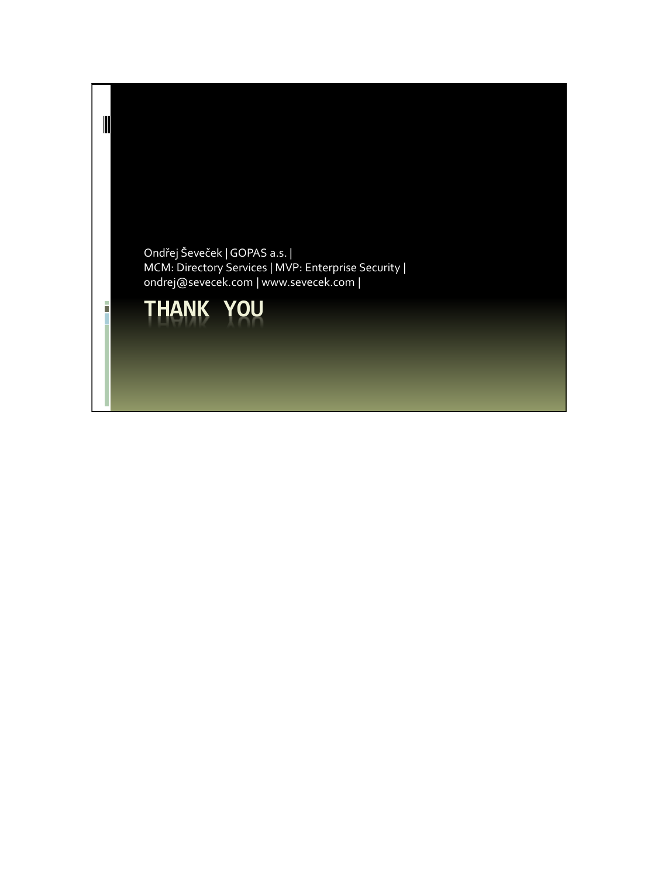Ondřej Ševeček | GOPAS a.s. |
MCM: Directory Services | MVP: Enterprise Security |
ondrej@sevecek.com | www.sevecek.com |

# THANK YOU